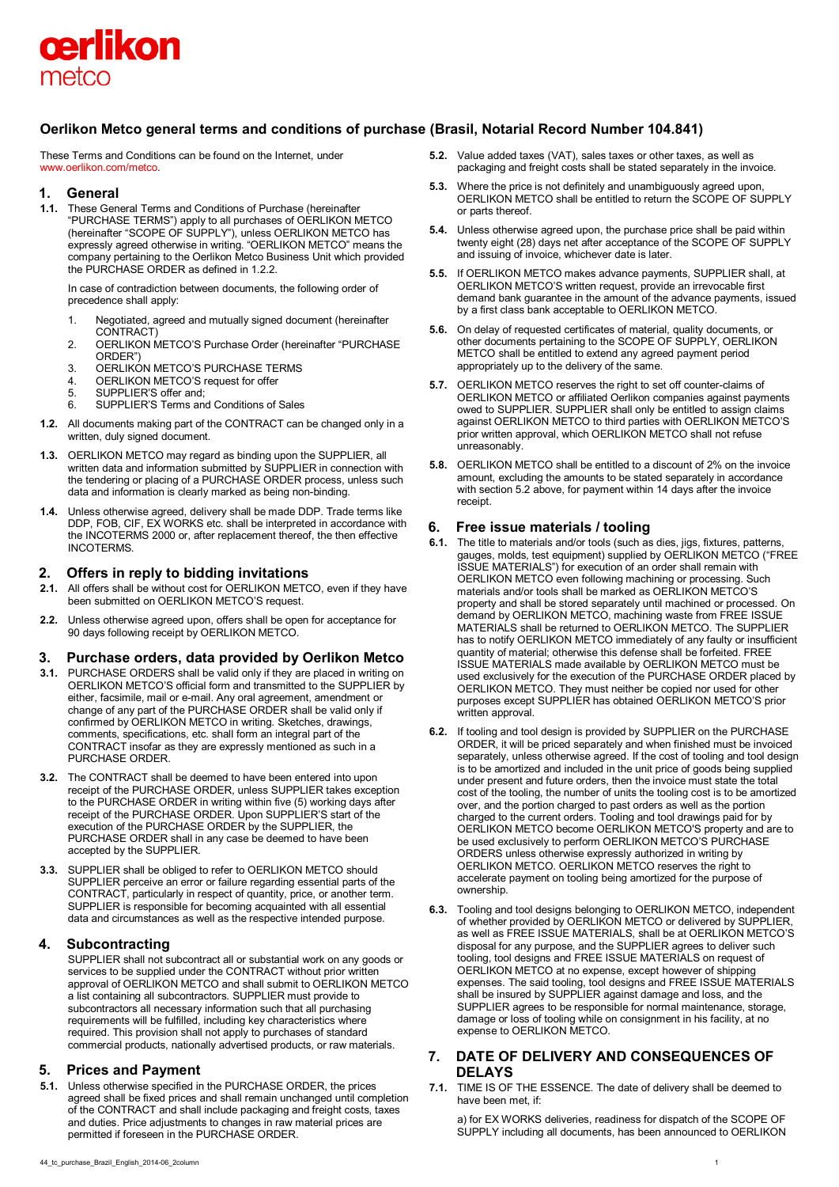# Oerlikon Metco general terms and conditions of purchase (Brasil, Notarial Record Number 104.841)

These Terms and Conditions can be found on the Internet, under www.oerlikon.com/metco.

## 1. General

**1.1.** These General Terms and Conditions of Purchase (hereinafter "PURCHASE TERMS") apply to all purchases of OERLIKON METCO (hereinafter "SCOPE OF SUPPLY"), unless OERLIKON METCO has expressly agreed otherwise in writing. "OERLIKON METCO" means the company pertaining to the Oerlikon Metco Business Unit which provided the PURCHASE ORDER as defined in 1.2.2.

In case of contradiction between documents, the following order of precedence shall apply:

1. Negotiated, agreed and mutually signed document (hereinafter CONTRACT)
2. OERLIKON METCO'S Purchase Order (hereinafter "PURCHASE ORDER")
3. OERLIKON METCO'S PURCHASE TERMS
4. OERLIKON METCO'S request for offer
5. SUPPLIER'S offer and;
6. SUPPLIER'S Terms and Conditions of Sales

**1.2.** All documents making part of the CONTRACT can be changed only in a written, duly signed document.

**1.3.** OERLIKON METCO may regard as binding upon the SUPPLIER, all written data and information submitted by SUPPLIER in connection with the tendering or placing of a PURCHASE ORDER process, unless such data and information is clearly marked as being non-binding.

**1.4.** Unless otherwise agreed, delivery shall be made DDP. Trade terms like DDP, FOB, CIF, EX WORKS etc. shall be interpreted in accordance with the INCOTERMS 2000 or, after replacement thereof, the then effective INCOTERMS.

## 2. Offers in reply to bidding invitations

**2.1.** All offers shall be without cost for OERLIKON METCO, even if they have been submitted on OERLIKON METCO'S request.

**2.2.** Unless otherwise agreed upon, offers shall be open for acceptance for 90 days following receipt by OERLIKON METCO.

## 3. Purchase orders, data provided by Oerlikon Metco

**3.1.** PURCHASE ORDERS shall be valid only if they are placed in writing on OERLIKON METCO'S official form and transmitted to the SUPPLIER by either, facsimile, mail or e-mail. Any oral agreement, amendment or change of any part of the PURCHASE ORDER shall be valid only if confirmed by OERLIKON METCO in writing. Sketches, drawings, comments, specifications, etc. shall form an integral part of the CONTRACT insofar as they are expressly mentioned as such in a PURCHASE ORDER.

**3.2.** The CONTRACT shall be deemed to have been entered into upon receipt of the PURCHASE ORDER, unless SUPPLIER takes exception to the PURCHASE ORDER in writing within five (5) working days after receipt of the PURCHASE ORDER. Upon SUPPLIER'S start of the execution of the PURCHASE ORDER by the SUPPLIER, the PURCHASE ORDER shall in any case be deemed to have been accepted by the SUPPLIER.

**3.3.** SUPPLIER shall be obliged to refer to OERLIKON METCO should SUPPLIER perceive an error or failure regarding essential parts of the CONTRACT, particularly in respect of quantity, price, or another term. SUPPLIER is responsible for becoming acquainted with all essential data and circumstances as well as the respective intended purpose.

## 4. Subcontracting

SUPPLIER shall not subcontract all or substantial work on any goods or services to be supplied under the CONTRACT without prior written approval of OERLIKON METCO and shall submit to OERLIKON METCO a list containing all subcontractors. SUPPLIER must provide to subcontractors all necessary information such that all purchasing requirements will be fulfilled, including key characteristics where required. This provision shall not apply to purchases of standard commercial products, nationally advertised products, or raw materials.

## 5. Prices and Payment

**5.1.** Unless otherwise specified in the PURCHASE ORDER, the prices agreed shall be fixed prices and shall remain unchanged until completion of the CONTRACT and shall include packaging and freight costs, taxes and duties. Price adjustments to changes in raw material prices are permitted if foreseen in the PURCHASE ORDER.

**5.2.** Value added taxes (VAT), sales taxes or other taxes, as well as packaging and freight costs shall be stated separately in the invoice.

**5.3.** Where the price is not definitely and unambiguously agreed upon, OERLIKON METCO shall be entitled to return the SCOPE OF SUPPLY or parts thereof.

**5.4.** Unless otherwise agreed upon, the purchase price shall be paid within twenty eight (28) days net after acceptance of the SCOPE OF SUPPLY and issuing of invoice, whichever date is later.

**5.5.** If OERLIKON METCO makes advance payments, SUPPLIER shall, at OERLIKON METCO'S written request, provide an irrevocable first demand bank guarantee in the amount of the advance payments, issued by a first class bank acceptable to OERLIKON METCO.

**5.6.** On delay of requested certificates of material, quality documents, or other documents pertaining to the SCOPE OF SUPPLY, OERLIKON METCO shall be entitled to extend any agreed payment period appropriately up to the delivery of the same.

**5.7.** OERLIKON METCO reserves the right to set off counter-claims of OERLIKON METCO or affiliated Oerlikon companies against payments owed to SUPPLIER. SUPPLIER shall only be entitled to assign claims against OERLIKON METCO to third parties with OERLIKON METCO'S prior written approval, which OERLIKON METCO shall not refuse unreasonably.

**5.8.** OERLIKON METCO shall be entitled to a discount of 2% on the invoice amount, excluding the amounts to be stated separately in accordance with section 5.2 above, for payment within 14 days after the invoice receipt.

## 6. Free issue materials / tooling

**6.1.** The title to materials and/or tools (such as dies, jigs, fixtures, patterns, gauges, molds, test equipment) supplied by OERLIKON METCO ("FREE ISSUE MATERIALS") for execution of an order shall remain with OERLIKON METCO even following machining or processing. Such materials and/or tools shall be marked as OERLIKON METCO'S property and shall be stored separately until machined or processed. On demand by OERLIKON METCO, machining waste from FREE ISSUE MATERIALS shall be returned to OERLIKON METCO. The SUPPLIER has to notify OERLIKON METCO immediately of any faulty or insufficient quantity of material; otherwise this defense shall be forfeited. FREE ISSUE MATERIALS made available by OERLIKON METCO must be used exclusively for the execution of the PURCHASE ORDER placed by OERLIKON METCO. They must neither be copied nor used for other purposes except SUPPLIER has obtained OERLIKON METCO'S prior written approval.

**6.2.** If tooling and tool design is provided by SUPPLIER on the PURCHASE ORDER, it will be priced separately and when finished must be invoiced separately, unless otherwise agreed. If the cost of tooling and tool design is to be amortized and included in the unit price of goods being supplied under present and future orders, then the invoice must state the total cost of the tooling, the number of units the tooling cost is to be amortized over, and the portion charged to past orders as well as the portion charged to the current orders. Tooling and tool drawings paid for by OERLIKON METCO become OERLIKON METCO'S property and are to be used exclusively to perform OERLIKON METCO'S PURCHASE ORDERS unless otherwise expressly authorized in writing by OERLIKON METCO. OERLIKON METCO reserves the right to accelerate payment on tooling being amortized for the purpose of ownership.

**6.3.** Tooling and tool designs belonging to OERLIKON METCO, independent of whether provided by OERLIKON METCO or delivered by SUPPLIER, as well as FREE ISSUE MATERIALS, shall be at OERLIKON METCO'S disposal for any purpose, and the SUPPLIER agrees to deliver such tooling, tool designs and FREE ISSUE MATERIALS on request of OERLIKON METCO at no expense, except however of shipping expenses. The said tooling, tool designs and FREE ISSUE MATERIALS shall be insured by SUPPLIER against damage and loss, and the SUPPLIER agrees to be responsible for normal maintenance, storage, damage or loss of tooling while on consignment in his facility, at no expense to OERLIKON METCO.

## 7. DATE OF DELIVERY AND CONSEQUENCES OF DELAYS

**7.1.** TIME IS OF THE ESSENCE. The date of delivery shall be deemed to have been met, if:

a) for EX WORKS deliveries, readiness for dispatch of the SCOPE OF SUPPLY including all documents, has been announced to OERLIKON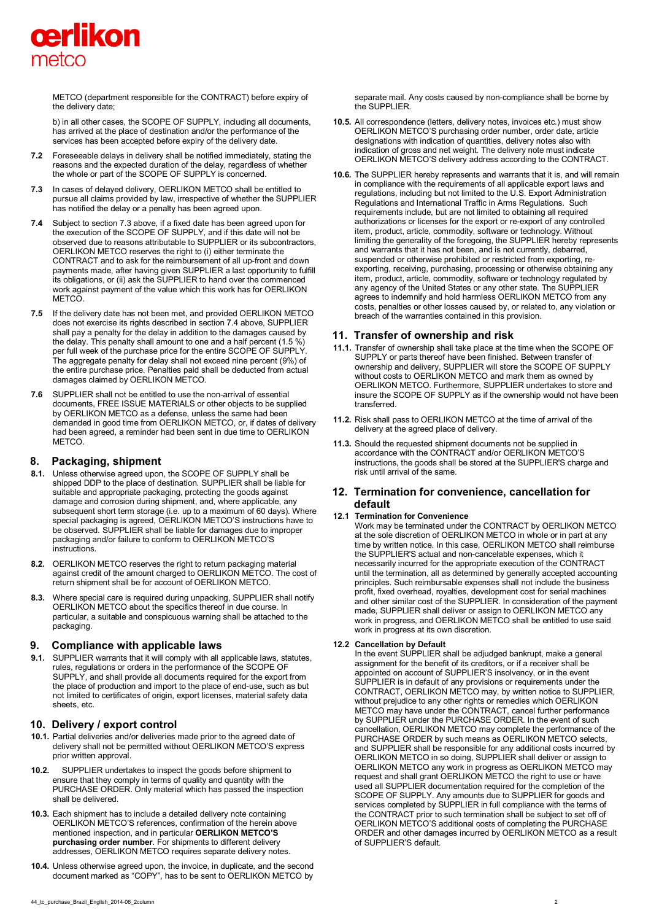METCO (department responsible for the CONTRACT) before expiry of the delivery date;

b) in all other cases, the SCOPE OF SUPPLY, including all documents, has arrived at the place of destination and/or the performance of the services has been accepted before expiry of the delivery date.

**7.2** Foreseeable delays in delivery shall be notified immediately, stating the reasons and the expected duration of the delay, regardless of whether the whole or part of the SCOPE OF SUPPLY is concerned.

**7.3** In cases of delayed delivery, OERLIKON METCO shall be entitled to pursue all claims provided by law, irrespective of whether the SUPPLIER has notified the delay or a penalty has been agreed upon.

**7.4** Subject to section 7.3 above, if a fixed date has been agreed upon for the execution of the SCOPE OF SUPPLY, and if this date will not be observed due to reasons attributable to SUPPLIER or its subcontractors, OERLIKON METCO reserves the right to (i) either terminate the CONTRACT and to ask for the reimbursement of all up-front and down payments made, after having given SUPPLIER a last opportunity to fulfill its obligations, or (ii) ask the SUPPLIER to hand over the commenced work against payment of the value which this work has for OERLIKON METCO.

**7.5** If the delivery date has not been met, and provided OERLIKON METCO does not exercise its rights described in section 7.4 above, SUPPLIER shall pay a penalty for the delay in addition to the damages caused by the delay. This penalty shall amount to one and a half percent (1.5 %) per full week of the purchase price for the entire SCOPE OF SUPPLY. The aggregate penalty for delay shall not exceed nine percent (9%) of the entire purchase price. Penalties paid shall be deducted from actual damages claimed by OERLIKON METCO.

**7.6** SUPPLIER shall not be entitled to use the non-arrival of essential documents, FREE ISSUE MATERIALS or other objects to be supplied by OERLIKON METCO as a defense, unless the same had been demanded in good time from OERLIKON METCO, or, if dates of delivery had been agreed, a reminder had been sent in due time to OERLIKON METCO.

## 8. Packaging, shipment

**8.1.** Unless otherwise agreed upon, the SCOPE OF SUPPLY shall be shipped DDP to the place of destination. SUPPLIER shall be liable for suitable and appropriate packaging, protecting the goods against damage and corrosion during shipment, and, where applicable, any subsequent short term storage (i.e. up to a maximum of 60 days). Where special packaging is agreed, OERLIKON METCO'S instructions have to be observed. SUPPLIER shall be liable for damages due to improper packaging and/or failure to conform to OERLIKON METCO'S instructions.

**8.2.** OERLIKON METCO reserves the right to return packaging material against credit of the amount charged to OERLIKON METCO. The cost of return shipment shall be for account of OERLIKON METCO.

**8.3.** Where special care is required during unpacking, SUPPLIER shall notify OERLIKON METCO about the specifics thereof in due course. In particular, a suitable and conspicuous warning shall be attached to the packaging.

## 9. Compliance with applicable laws

**9.1.** SUPPLIER warrants that it will comply with all applicable laws, statutes, rules, regulations or orders in the performance of the SCOPE OF SUPPLY, and shall provide all documents required for the export from the place of production and import to the place of end-use, such as but not limited to certificates of origin, export licenses, material safety data sheets, etc.

## 10. Delivery / export control

**10.1.** Partial deliveries and/or deliveries made prior to the agreed date of delivery shall not be permitted without OERLIKON METCO'S express prior written approval.

**10.2.** SUPPLIER undertakes to inspect the goods before shipment to ensure that they comply in terms of quality and quantity with the PURCHASE ORDER. Only material which has passed the inspection shall be delivered.

**10.3.** Each shipment has to include a detailed delivery note containing OERLIKON METCO'S references, confirmation of the herein above mentioned inspection, and in particular **OERLIKON METCO'S purchasing order number**. For shipments to different delivery addresses, OERLIKON METCO requires separate delivery notes.

**10.4.** Unless otherwise agreed upon, the invoice, in duplicate, and the second document marked as "COPY", has to be sent to OERLIKON METCO by separate mail. Any costs caused by non-compliance shall be borne by the SUPPLIER.

**10.5.** All correspondence (letters, delivery notes, invoices etc.) must show OERLIKON METCO'S purchasing order number, order date, article designations with indication of quantities, delivery notes also with indication of gross and net weight. The delivery note must indicate OERLIKON METCO'S delivery address according to the CONTRACT.

**10.6.** The SUPPLIER hereby represents and warrants that it is, and will remain in compliance with the requirements of all applicable export laws and regulations, including but not limited to the U.S. Export Administration Regulations and International Traffic in Arms Regulations. Such requirements include, but are not limited to obtaining all required authorizations or licenses for the export or re-export of any controlled item, product, article, commodity, software or technology. Without limiting the generality of the foregoing, the SUPPLIER hereby represents and warrants that it has not been, and is not currently, debarred, suspended or otherwise prohibited or restricted from exporting, re-exporting, receiving, purchasing, processing or otherwise obtaining any item, product, article, commodity, software or technology regulated by any agency of the United States or any other state. The SUPPLIER agrees to indemnify and hold harmless OERLIKON METCO from any costs, penalties or other losses caused by, or related to, any violation or breach of the warranties contained in this provision.

## 11. Transfer of ownership and risk

**11.1.** Transfer of ownership shall take place at the time when the SCOPE OF SUPPLY or parts thereof have been finished. Between transfer of ownership and delivery, SUPPLIER will store the SCOPE OF SUPPLY without costs to OERLIKON METCO and mark them as owned by OERLIKON METCO. Furthermore, SUPPLIER undertakes to store and insure the SCOPE OF SUPPLY as if the ownership would not have been transferred.

**11.2.** Risk shall pass to OERLIKON METCO at the time of arrival of the delivery at the agreed place of delivery.

**11.3.** Should the requested shipment documents not be supplied in accordance with the CONTRACT and/or OERLIKON METCO'S instructions, the goods shall be stored at the SUPPLIER'S charge and risk until arrival of the same.

## 12. Termination for convenience, cancellation for default

### 12.1 Termination for Convenience

Work may be terminated under the CONTRACT by OERLIKON METCO at the sole discretion of OERLIKON METCO in whole or in part at any time by written notice. In this case, OERLIKON METCO shall reimburse the SUPPLIER'S actual and non-cancelable expenses, which it necessarily incurred for the appropriate execution of the CONTRACT until the termination, all as determined by generally accepted accounting principles. Such reimbursable expenses shall not include the business profit, fixed overhead, royalties, development cost for serial machines and other similar cost of the SUPPLIER. In consideration of the payment made, SUPPLIER shall deliver or assign to OERLIKON METCO any work in progress, and OERLIKON METCO shall be entitled to use said work in progress at its own discretion.

### 12.2 Cancellation by Default

In the event SUPPLIER shall be adjudged bankrupt, make a general assignment for the benefit of its creditors, or if a receiver shall be appointed on account of SUPPLIER'S insolvency, or in the event SUPPLIER is in default of any provisions or requirements under the CONTRACT, OERLIKON METCO may, by written notice to SUPPLIER, without prejudice to any other rights or remedies which OERLIKON METCO may have under the CONTRACT, cancel further performance by SUPPLIER under the PURCHASE ORDER. In the event of such cancellation, OERLIKON METCO may complete the performance of the PURCHASE ORDER by such means as OERLIKON METCO selects, and SUPPLIER shall be responsible for any additional costs incurred by OERLIKON METCO in so doing, SUPPLIER shall deliver or assign to OERLIKON METCO any work in progress as OERLIKON METCO may request and shall grant OERLIKON METCO the right to use or have used all SUPPLIER documentation required for the completion of the SCOPE OF SUPPLY. Any amounts due to SUPPLIER for goods and services completed by SUPPLIER in full compliance with the terms of the CONTRACT prior to such termination shall be subject to set off of OERLIKON METCO'S additional costs of completing the PURCHASE ORDER and other damages incurred by OERLIKON METCO as a result of SUPPLIER'S default.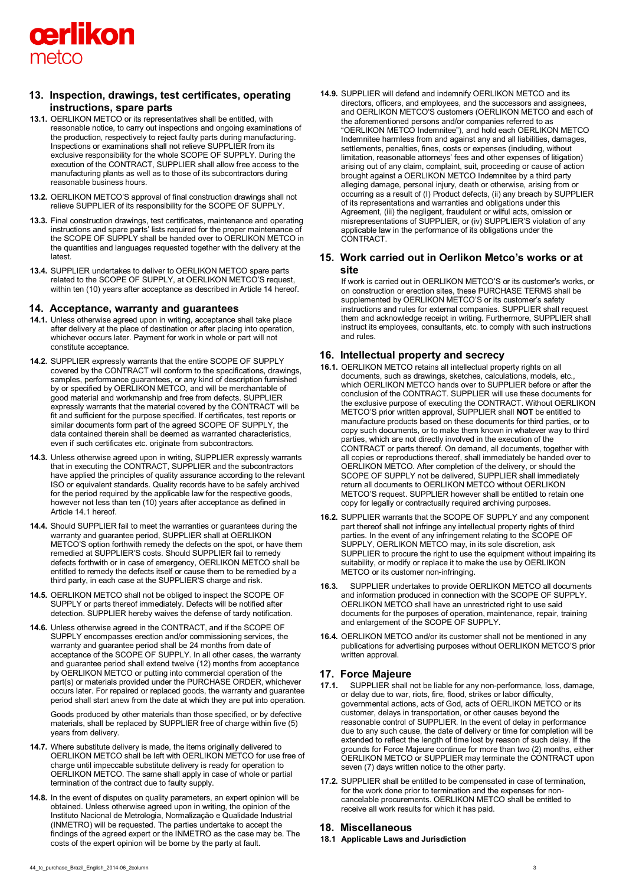## 13. Inspection, drawings, test certificates, operating instructions, spare parts

**13.1.** OERLIKON METCO or its representatives shall be entitled, with reasonable notice, to carry out inspections and ongoing examinations of the production, respectively to reject faulty parts during manufacturing. Inspections or examinations shall not relieve SUPPLIER from its exclusive responsibility for the whole SCOPE OF SUPPLY. During the execution of the CONTRACT, SUPPLIER shall allow free access to the manufacturing plants as well as to those of its subcontractors during reasonable business hours.

**13.2.** OERLIKON METCO'S approval of final construction drawings shall not relieve SUPPLIER of its responsibility for the SCOPE OF SUPPLY.

**13.3.** Final construction drawings, test certificates, maintenance and operating instructions and spare parts' lists required for the proper maintenance of the SCOPE OF SUPPLY shall be handed over to OERLIKON METCO in the quantities and languages requested together with the delivery at the latest.

**13.4.** SUPPLIER undertakes to deliver to OERLIKON METCO spare parts related to the SCOPE OF SUPPLY, at OERLIKON METCO'S request, within ten (10) years after acceptance as described in Article 14 hereof.

## 14. Acceptance, warranty and guarantees

**14.1.** Unless otherwise agreed upon in writing, acceptance shall take place after delivery at the place of destination or after placing into operation, whichever occurs later. Payment for work in whole or part will not constitute acceptance.

**14.2.** SUPPLIER expressly warrants that the entire SCOPE OF SUPPLY covered by the CONTRACT will conform to the specifications, drawings, samples, performance guarantees, or any kind of description furnished by or specified by OERLIKON METCO, and will be merchantable of good material and workmanship and free from defects. SUPPLIER expressly warrants that the material covered by the CONTRACT will be fit and sufficient for the purpose specified. If certificates, test reports or similar documents form part of the agreed SCOPE OF SUPPLY, the data contained therein shall be deemed as warranted characteristics, even if such certificates etc. originate from subcontractors.

**14.3.** Unless otherwise agreed upon in writing, SUPPLIER expressly warrants that in executing the CONTRACT, SUPPLIER and the subcontractors have applied the principles of quality assurance according to the relevant ISO or equivalent standards. Quality records have to be safely archived for the period required by the applicable law for the respective goods, however not less than ten (10) years after acceptance as defined in Article 14.1 hereof.

**14.4.** Should SUPPLIER fail to meet the warranties or guarantees during the warranty and guarantee period, SUPPLIER shall at OERLIKON METCO'S option forthwith remedy the defects on the spot, or have them remedied at SUPPLIER'S costs. Should SUPPLIER fail to remedy defects forthwith or in case of emergency, OERLIKON METCO shall be entitled to remedy the defects itself or cause them to be remedied by a third party, in each case at the SUPPLIER'S charge and risk.

**14.5.** OERLIKON METCO shall not be obliged to inspect the SCOPE OF SUPPLY or parts thereof immediately. Defects will be notified after detection. SUPPLIER hereby waives the defense of tardy notification.

**14.6.** Unless otherwise agreed in the CONTRACT, and if the SCOPE OF SUPPLY encompasses erection and/or commissioning services, the warranty and guarantee period shall be 24 months from date of acceptance of the SCOPE OF SUPPLY. In all other cases, the warranty and guarantee period shall extend twelve (12) months from acceptance by OERLIKON METCO or putting into commercial operation of the part(s) or materials provided under the PURCHASE ORDER, whichever occurs later. For repaired or replaced goods, the warranty and guarantee period shall start anew from the date at which they are put into operation.

Goods produced by other materials than those specified, or by defective materials, shall be replaced by SUPPLIER free of charge within five (5) years from delivery.

**14.7.** Where substitute delivery is made, the items originally delivered to OERLIKON METCO shall be left with OERLIKON METCO for use free of charge until impeccable substitute delivery is ready for operation to OERLIKON METCO. The same shall apply in case of whole or partial termination of the contract due to faulty supply.

**14.8.** In the event of disputes on quality parameters, an expert opinion will be obtained. Unless otherwise agreed upon in writing, the opinion of the Instituto Nacional de Metrologia, Normalização e Qualidade Industrial (INMETRO) will be requested. The parties undertake to accept the findings of the agreed expert or the INMETRO as the case may be. The costs of the expert opinion will be borne by the party at fault.

**14.9.** SUPPLIER will defend and indemnify OERLIKON METCO and its directors, officers, and employees, and the successors and assignees, and OERLIKON METCO'S customers (OERLIKON METCO and each of the aforementioned persons and/or companies referred to as "OERLIKON METCO Indemnitee"), and hold each OERLIKON METCO Indemnitee harmless from and against any and all liabilities, damages, settlements, penalties, fines, costs or expenses (including, without limitation, reasonable attorneys' fees and other expenses of litigation) arising out of any claim, complaint, suit, proceeding or cause of action brought against a OERLIKON METCO Indemnitee by a third party alleging damage, personal injury, death or otherwise, arising from or occurring as a result of (I) Product defects, (ii) any breach by SUPPLIER of its representations and warranties and obligations under this Agreement, (iii) the negligent, fraudulent or wilful acts, omission or misrepresentations of SUPPLIER, or (iv) SUPPLIER'S violation of any applicable law in the performance of its obligations under the CONTRACT.

## 15. Work carried out in Oerlikon Metco's works or at site

If work is carried out in OERLIKON METCO'S or its customer's works, or on construction or erection sites, these PURCHASE TERMS shall be supplemented by OERLIKON METCO'S or its customer's safety instructions and rules for external companies. SUPPLIER shall request them and acknowledge receipt in writing. Furthermore, SUPPLIER shall instruct its employees, consultants, etc. to comply with such instructions and rules.

## 16. Intellectual property and secrecy

**16.1.** OERLIKON METCO retains all intellectual property rights on all documents, such as drawings, sketches, calculations, models, etc., which OERLIKON METCO hands over to SUPPLIER before or after the conclusion of the CONTRACT. SUPPLIER will use these documents for the exclusive purpose of executing the CONTRACT. Without OERLIKON METCO'S prior written approval, SUPPLIER shall **NOT** be entitled to manufacture products based on these documents for third parties, or to copy such documents, or to make them known in whatever way to third parties, which are not directly involved in the execution of the CONTRACT or parts thereof. On demand, all documents, together with all copies or reproductions thereof, shall immediately be handed over to OERLIKON METCO. After completion of the delivery, or should the SCOPE OF SUPPLY not be delivered, SUPPLIER shall immediately return all documents to OERLIKON METCO without OERLIKON METCO'S request. SUPPLIER however shall be entitled to retain one copy for legally or contractually required archiving purposes.

**16.2.** SUPPLIER warrants that the SCOPE OF SUPPLY and any component part thereof shall not infringe any intellectual property rights of third parties. In the event of any infringement relating to the SCOPE OF SUPPLY, OERLIKON METCO may, in its sole discretion, ask SUPPLIER to procure the right to use the equipment without impairing its suitability, or modify or replace it to make the use by OERLIKON METCO or its customer non-infringing.

**16.3.** SUPPLIER undertakes to provide OERLIKON METCO all documents and information produced in connection with the SCOPE OF SUPPLY. OERLIKON METCO shall have an unrestricted right to use said documents for the purposes of operation, maintenance, repair, training and enlargement of the SCOPE OF SUPPLY.

**16.4.** OERLIKON METCO and/or its customer shall not be mentioned in any publications for advertising purposes without OERLIKON METCO'S prior written approval.

## 17. Force Majeure

**17.1.** SUPPLIER shall not be liable for any non-performance, loss, damage, or delay due to war, riots, fire, flood, strikes or labor difficulty, governmental actions, acts of God, acts of OERLIKON METCO or its customer, delays in transportation, or other causes beyond the reasonable control of SUPPLIER. In the event of delay in performance due to any such cause, the date of delivery or time for completion will be extended to reflect the length of time lost by reason of such delay. If the grounds for Force Majeure continue for more than two (2) months, either OERLIKON METCO or SUPPLIER may terminate the CONTRACT upon seven (7) days written notice to the other party.

**17.2.** SUPPLIER shall be entitled to be compensated in case of termination, for the work done prior to termination and the expenses for non-cancelable procurements. OERLIKON METCO shall be entitled to receive all work results for which it has paid.

## 18. Miscellaneous

**18.1 Applicable Laws and Jurisdiction**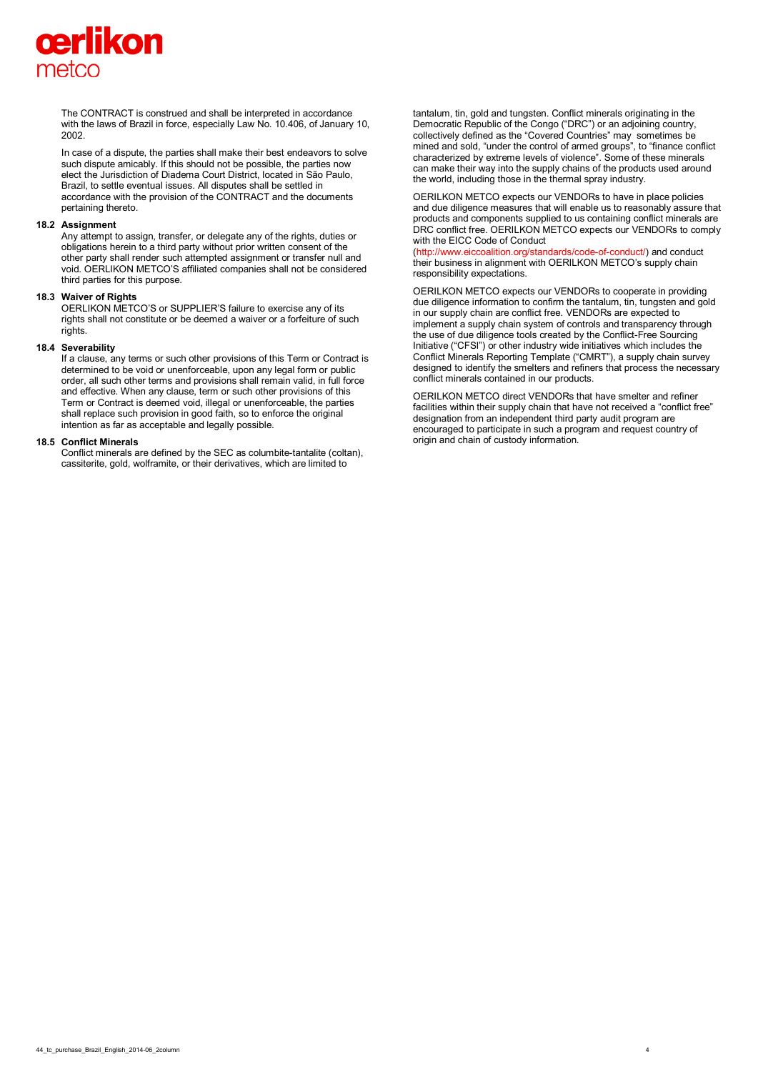The CONTRACT is construed and shall be interpreted in accordance with the laws of Brazil in force, especially Law No. 10.406, of January 10, 2002.

In case of a dispute, the parties shall make their best endeavors to solve such dispute amicably. If this should not be possible, the parties now elect the Jurisdiction of Diadema Court District, located in São Paulo, Brazil, to settle eventual issues. All disputes shall be settled in accordance with the provision of the CONTRACT and the documents pertaining thereto.

**18.2 Assignment**

Any attempt to assign, transfer, or delegate any of the rights, duties or obligations herein to a third party without prior written consent of the other party shall render such attempted assignment or transfer null and void. OERLIKON METCO'S affiliated companies shall not be considered third parties for this purpose.

**18.3 Waiver of Rights**

OERLIKON METCO'S or SUPPLIER'S failure to exercise any of its rights shall not constitute or be deemed a waiver or a forfeiture of such rights.

**18.4 Severability**

If a clause, any terms or such other provisions of this Term or Contract is determined to be void or unenforceable, upon any legal form or public order, all such other terms and provisions shall remain valid, in full force and effective. When any clause, term or such other provisions of this Term or Contract is deemed void, illegal or unenforceable, the parties shall replace such provision in good faith, so to enforce the original intention as far as acceptable and legally possible.

**18.5 Conflict Minerals**

Conflict minerals are defined by the SEC as columbite-tantalite (coltan), cassiterite, gold, wolframite, or their derivatives, which are limited to tantalum, tin, gold and tungsten. Conflict minerals originating in the Democratic Republic of the Congo ("DRC") or an adjoining country, collectively defined as the "Covered Countries" may sometimes be mined and sold, "under the control of armed groups", to "finance conflict characterized by extreme levels of violence". Some of these minerals can make their way into the supply chains of the products used around the world, including those in the thermal spray industry.

OERILKON METCO expects our VENDORs to have in place policies and due diligence measures that will enable us to reasonably assure that products and components supplied to us containing conflict minerals are DRC conflict free. OERILKON METCO expects our VENDORs to comply with the EICC Code of Conduct (http://www.eiccoalition.org/standards/code-of-conduct/) and conduct their business in alignment with OERILKON METCO's supply chain responsibility expectations.

OERILKON METCO expects our VENDORs to cooperate in providing due diligence information to confirm the tantalum, tin, tungsten and gold in our supply chain are conflict free. VENDORs are expected to implement a supply chain system of controls and transparency through the use of due diligence tools created by the Conflict-Free Sourcing Initiative ("CFSI") or other industry wide initiatives which includes the Conflict Minerals Reporting Template ("CMRT"), a supply chain survey designed to identify the smelters and refiners that process the necessary conflict minerals contained in our products.

OERILKON METCO direct VENDORs that have smelter and refiner facilities within their supply chain that have not received a "conflict free" designation from an independent third party audit program are encouraged to participate in such a program and request country of origin and chain of custody information.